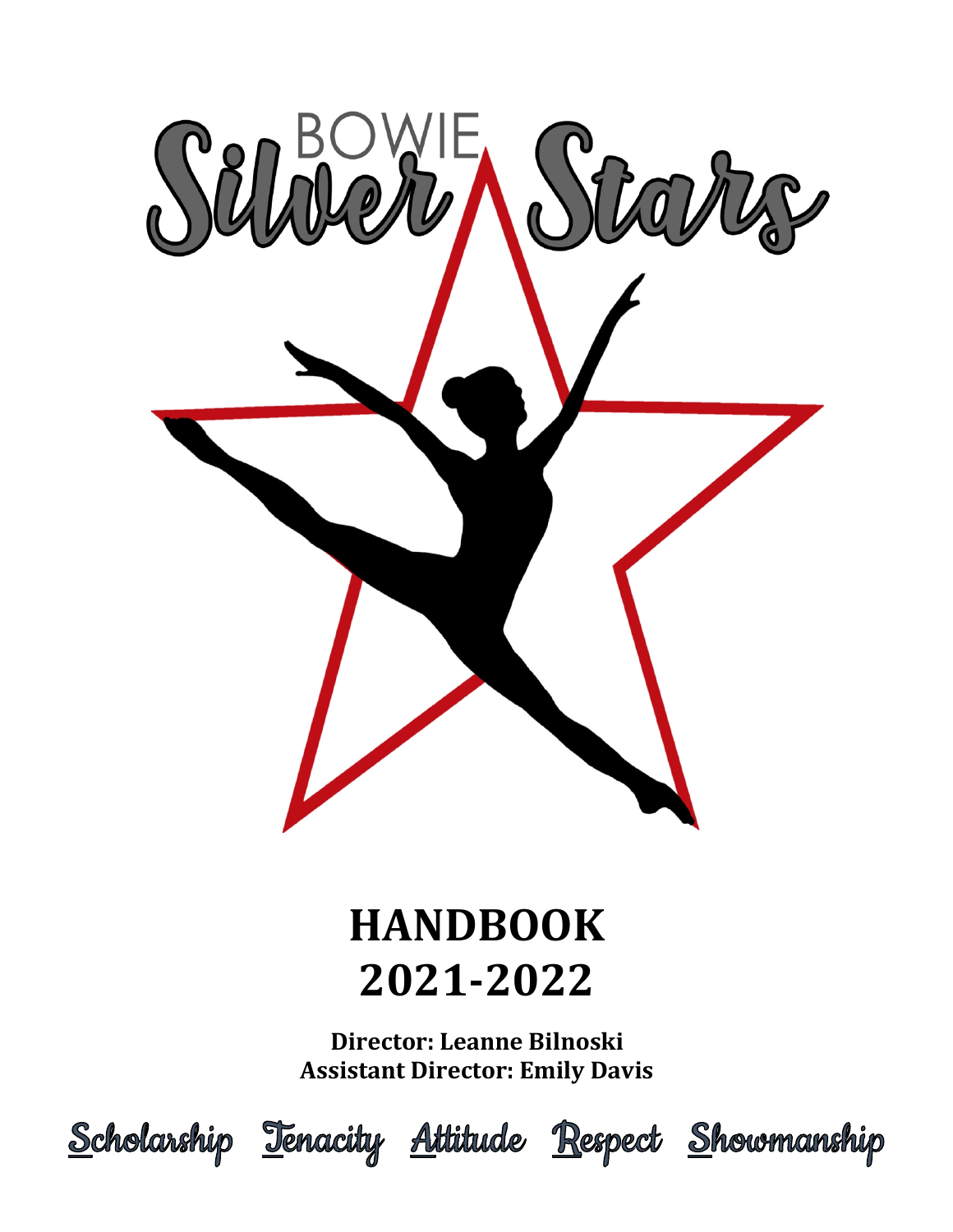# BOWIE Silver Stars

# HANDBOOK 2021-2022

**Director: Leanne Bilnoski**
**Assistant Director: Emily Davis**

Scholarship Tenacity Attitude Respect Showmanship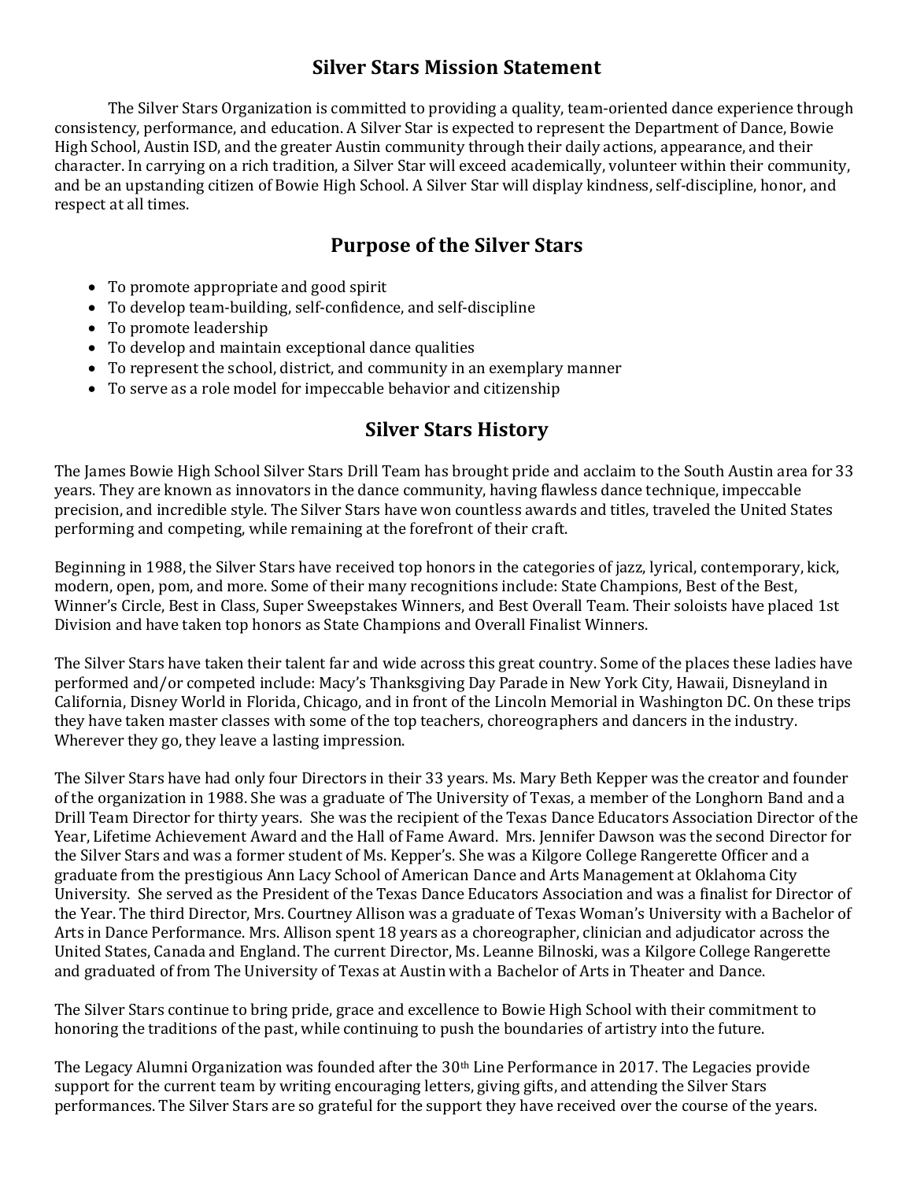## Silver Stars Mission Statement

The Silver Stars Organization is committed to providing a quality, team-oriented dance experience through consistency, performance, and education. A Silver Star is expected to represent the Department of Dance, Bowie High School, Austin ISD, and the greater Austin community through their daily actions, appearance, and their character. In carrying on a rich tradition, a Silver Star will exceed academically, volunteer within their community, and be an upstanding citizen of Bowie High School. A Silver Star will display kindness, self-discipline, honor, and respect at all times.

## Purpose of the Silver Stars

- To promote appropriate and good spirit
- To develop team-building, self-confidence, and self-discipline
- To promote leadership
- To develop and maintain exceptional dance qualities
- To represent the school, district, and community in an exemplary manner
- To serve as a role model for impeccable behavior and citizenship

## Silver Stars History

The James Bowie High School Silver Stars Drill Team has brought pride and acclaim to the South Austin area for 33 years. They are known as innovators in the dance community, having flawless dance technique, impeccable precision, and incredible style. The Silver Stars have won countless awards and titles, traveled the United States performing and competing, while remaining at the forefront of their craft.

Beginning in 1988, the Silver Stars have received top honors in the categories of jazz, lyrical, contemporary, kick, modern, open, pom, and more. Some of their many recognitions include: State Champions, Best of the Best, Winner's Circle, Best in Class, Super Sweepstakes Winners, and Best Overall Team. Their soloists have placed 1st Division and have taken top honors as State Champions and Overall Finalist Winners.

The Silver Stars have taken their talent far and wide across this great country. Some of the places these ladies have performed and/or competed include: Macy's Thanksgiving Day Parade in New York City, Hawaii, Disneyland in California, Disney World in Florida, Chicago, and in front of the Lincoln Memorial in Washington DC. On these trips they have taken master classes with some of the top teachers, choreographers and dancers in the industry. Wherever they go, they leave a lasting impression.

The Silver Stars have had only four Directors in their 33 years. Ms. Mary Beth Kepper was the creator and founder of the organization in 1988. She was a graduate of The University of Texas, a member of the Longhorn Band and a Drill Team Director for thirty years. She was the recipient of the Texas Dance Educators Association Director of the Year, Lifetime Achievement Award and the Hall of Fame Award. Mrs. Jennifer Dawson was the second Director for the Silver Stars and was a former student of Ms. Kepper's. She was a Kilgore College Rangerette Officer and a graduate from the prestigious Ann Lacy School of American Dance and Arts Management at Oklahoma City University. She served as the President of the Texas Dance Educators Association and was a finalist for Director of the Year. The third Director, Mrs. Courtney Allison was a graduate of Texas Woman's University with a Bachelor of Arts in Dance Performance. Mrs. Allison spent 18 years as a choreographer, clinician and adjudicator across the United States, Canada and England. The current Director, Ms. Leanne Bilnoski, was a Kilgore College Rangerette and graduated of from The University of Texas at Austin with a Bachelor of Arts in Theater and Dance.

The Silver Stars continue to bring pride, grace and excellence to Bowie High School with their commitment to honoring the traditions of the past, while continuing to push the boundaries of artistry into the future.

The Legacy Alumni Organization was founded after the 30th Line Performance in 2017. The Legacies provide support for the current team by writing encouraging letters, giving gifts, and attending the Silver Stars performances. The Silver Stars are so grateful for the support they have received over the course of the years.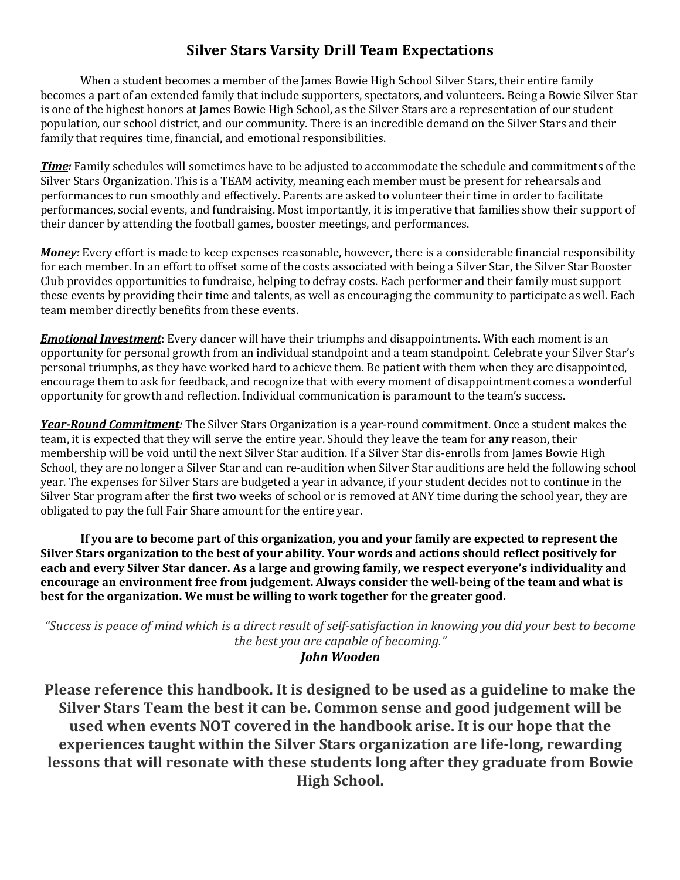# Silver Stars Varsity Drill Team Expectations

When a student becomes a member of the James Bowie High School Silver Stars, their entire family becomes a part of an extended family that include supporters, spectators, and volunteers. Being a Bowie Silver Star is one of the highest honors at James Bowie High School, as the Silver Stars are a representation of our student population, our school district, and our community. There is an incredible demand on the Silver Stars and their family that requires time, financial, and emotional responsibilities.

***Time:*** Family schedules will sometimes have to be adjusted to accommodate the schedule and commitments of the Silver Stars Organization. This is a TEAM activity, meaning each member must be present for rehearsals and performances to run smoothly and effectively. Parents are asked to volunteer their time in order to facilitate performances, social events, and fundraising. Most importantly, it is imperative that families show their support of their dancer by attending the football games, booster meetings, and performances.

***Money:*** Every effort is made to keep expenses reasonable, however, there is a considerable financial responsibility for each member. In an effort to offset some of the costs associated with being a Silver Star, the Silver Star Booster Club provides opportunities to fundraise, helping to defray costs. Each performer and their family must support these events by providing their time and talents, as well as encouraging the community to participate as well. Each team member directly benefits from these events.

***Emotional Investment***: Every dancer will have their triumphs and disappointments. With each moment is an opportunity for personal growth from an individual standpoint and a team standpoint. Celebrate your Silver Star's personal triumphs, as they have worked hard to achieve them. Be patient with them when they are disappointed, encourage them to ask for feedback, and recognize that with every moment of disappointment comes a wonderful opportunity for growth and reflection. Individual communication is paramount to the team's success.

***Year-Round Commitment:*** The Silver Stars Organization is a year-round commitment. Once a student makes the team, it is expected that they will serve the entire year. Should they leave the team for **any** reason, their membership will be void until the next Silver Star audition. If a Silver Star dis-enrolls from James Bowie High School, they are no longer a Silver Star and can re-audition when Silver Star auditions are held the following school year. The expenses for Silver Stars are budgeted a year in advance, if your student decides not to continue in the Silver Star program after the first two weeks of school or is removed at ANY time during the school year, they are obligated to pay the full Fair Share amount for the entire year.

**If you are to become part of this organization, you and your family are expected to represent the Silver Stars organization to the best of your ability. Your words and actions should reflect positively for each and every Silver Star dancer. As a large and growing family, we respect everyone's individuality and encourage an environment free from judgement. Always consider the well-being of the team and what is best for the organization. We must be willing to work together for the greater good.**

*"Success is peace of mind which is a direct result of self-satisfaction in knowing you did your best to become the best you are capable of becoming."*
***John Wooden***

**Please reference this handbook. It is designed to be used as a guideline to make the Silver Stars Team the best it can be. Common sense and good judgement will be used when events NOT covered in the handbook arise. It is our hope that the experiences taught within the Silver Stars organization are life-long, rewarding lessons that will resonate with these students long after they graduate from Bowie High School.**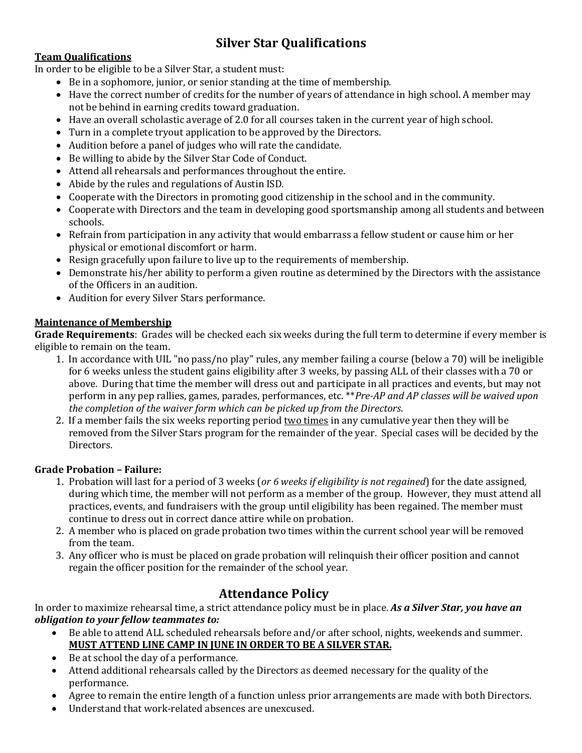# Silver Star Qualifications

**Team Qualifications**

In order to be eligible to be a Silver Star, a student must:

- Be in a sophomore, junior, or senior standing at the time of membership.
- Have the correct number of credits for the number of years of attendance in high school. A member may not be behind in earning credits toward graduation.
- Have an overall scholastic average of 2.0 for all courses taken in the current year of high school.
- Turn in a complete tryout application to be approved by the Directors.
- Audition before a panel of judges who will rate the candidate.
- Be willing to abide by the Silver Star Code of Conduct.
- Attend all rehearsals and performances throughout the entire.
- Abide by the rules and regulations of Austin ISD.
- Cooperate with the Directors in promoting good citizenship in the school and in the community.
- Cooperate with Directors and the team in developing good sportsmanship among all students and between schools.
- Refrain from participation in any activity that would embarrass a fellow student or cause him or her physical or emotional discomfort or harm.
- Resign gracefully upon failure to live up to the requirements of membership.
- Demonstrate his/her ability to perform a given routine as determined by the Directors with the assistance of the Officers in an audition.
- Audition for every Silver Stars performance.

**Maintenance of Membership**

**Grade Requirements**: Grades will be checked each six weeks during the full term to determine if every member is eligible to remain on the team.

1. In accordance with UIL "no pass/no play" rules, any member failing a course (below a 70) will be ineligible for 6 weeks unless the student gains eligibility after 3 weeks, by passing ALL of their classes with a 70 or above. During that time the member will dress out and participate in all practices and events, but may not perform in any pep rallies, games, parades, performances, etc. ***Pre-AP and AP classes will be waived upon the completion of the waiver form which can be picked up from the Directors.*
2. If a member fails the six weeks reporting period <u>two times</u> in any cumulative year then they will be removed from the Silver Stars program for the remainder of the year. Special cases will be decided by the Directors.

**Grade Probation – Failure:**

1. Probation will last for a period of 3 weeks (*or 6 weeks if eligibility is not regained*) for the date assigned, during which time, the member will not perform as a member of the group. However, they must attend all practices, events, and fundraisers with the group until eligibility has been regained. The member must continue to dress out in correct dance attire while on probation.
2. A member who is placed on grade probation two times within the current school year will be removed from the team.
3. Any officer who is must be placed on grade probation will relinquish their officer position and cannot regain the officer position for the remainder of the school year.

## Attendance Policy

In order to maximize rehearsal time, a strict attendance policy must be in place. ***As a Silver Star, you have an obligation to your fellow teammates to:***

- Be able to attend ALL scheduled rehearsals before and/or after school, nights, weekends and summer. **<u>MUST ATTEND LINE CAMP IN JUNE IN ORDER TO BE A SILVER STAR.</u>**
- Be at school the day of a performance.
- Attend additional rehearsals called by the Directors as deemed necessary for the quality of the performance.
- Agree to remain the entire length of a function unless prior arrangements are made with both Directors.
- Understand that work-related absences are unexcused.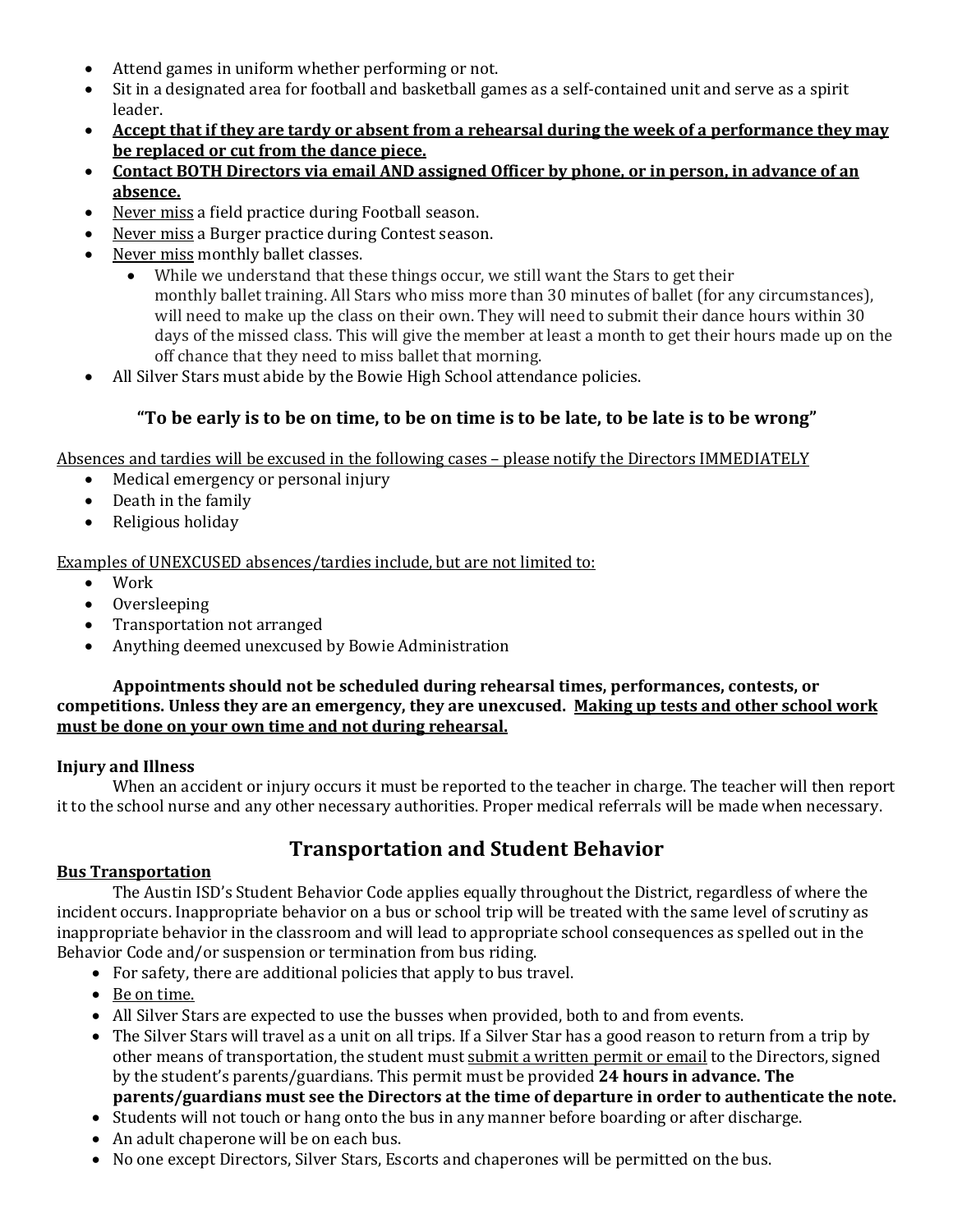- Attend games in uniform whether performing or not.
- Sit in a designated area for football and basketball games as a self-contained unit and serve as a spirit leader.
- **<u>Accept that if they are tardy or absent from a rehearsal during the week of a performance they may be replaced or cut from the dance piece.</u>**
- **<u>Contact BOTH Directors via email AND assigned Officer by phone, or in person, in advance of an absence.</u>**
- <u>Never miss</u> a field practice during Football season.
- <u>Never miss</u> a Burger practice during Contest season.
- <u>Never miss</u> monthly ballet classes.
  - While we understand that these things occur, we still want the Stars to get their monthly ballet training. All Stars who miss more than 30 minutes of ballet (for any circumstances), will need to make up the class on their own. They will need to submit their dance hours within 30 days of the missed class. This will give the member at least a month to get their hours made up on the off chance that they need to miss ballet that morning.
- All Silver Stars must abide by the Bowie High School attendance policies.

**"To be early is to be on time, to be on time is to be late, to be late is to be wrong"**

<u>Absences and tardies will be excused in the following cases – please notify the Directors IMMEDIATELY</u>

- Medical emergency or personal injury
- Death in the family
- Religious holiday

<u>Examples of UNEXCUSED absences/tardies include, but are not limited to:</u>

- Work
- Oversleeping
- Transportation not arranged
- Anything deemed unexcused by Bowie Administration

**Appointments should not be scheduled during rehearsal times, performances, contests, or competitions. Unless they are an emergency, they are unexcused. <u>Making up tests and other school work must be done on your own time and not during rehearsal.</u>**

**Injury and Illness**

When an accident or injury occurs it must be reported to the teacher in charge. The teacher will then report it to the school nurse and any other necessary authorities. Proper medical referrals will be made when necessary.

## Transportation and Student Behavior

**<u>Bus Transportation</u>**

The Austin ISD's Student Behavior Code applies equally throughout the District, regardless of where the incident occurs. Inappropriate behavior on a bus or school trip will be treated with the same level of scrutiny as inappropriate behavior in the classroom and will lead to appropriate school consequences as spelled out in the Behavior Code and/or suspension or termination from bus riding.

- For safety, there are additional policies that apply to bus travel.
- <u>Be on time.</u>
- All Silver Stars are expected to use the busses when provided, both to and from events.
- The Silver Stars will travel as a unit on all trips. If a Silver Star has a good reason to return from a trip by other means of transportation, the student must <u>submit a written permit or email</u> to the Directors, signed by the student's parents/guardians. This permit must be provided **24 hours in advance. The parents/guardians must see the Directors at the time of departure in order to authenticate the note.**
- Students will not touch or hang onto the bus in any manner before boarding or after discharge.
- An adult chaperone will be on each bus.
- No one except Directors, Silver Stars, Escorts and chaperones will be permitted on the bus.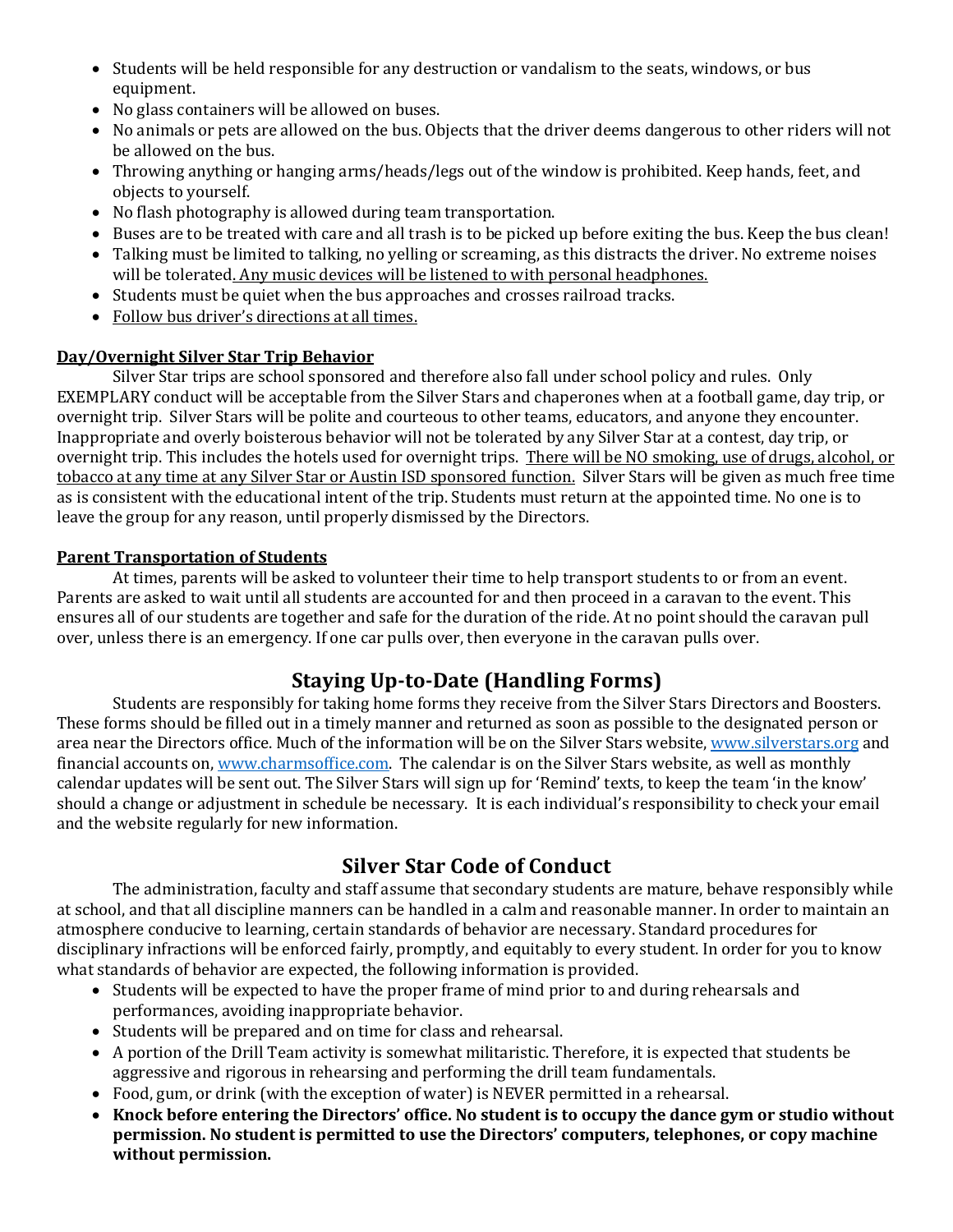- Students will be held responsible for any destruction or vandalism to the seats, windows, or bus equipment.
- No glass containers will be allowed on buses.
- No animals or pets are allowed on the bus. Objects that the driver deems dangerous to other riders will not be allowed on the bus.
- Throwing anything or hanging arms/heads/legs out of the window is prohibited. Keep hands, feet, and objects to yourself.
- No flash photography is allowed during team transportation.
- Buses are to be treated with care and all trash is to be picked up before exiting the bus. Keep the bus clean!
- Talking must be limited to talking, no yelling or screaming, as this distracts the driver. No extreme noises will be tolerated. <u>Any music devices will be listened to with personal headphones.</u>
- Students must be quiet when the bus approaches and crosses railroad tracks.
- <u>Follow bus driver's directions at all times.</u>

**<u>Day/Overnight Silver Star Trip Behavior</u>**

Silver Star trips are school sponsored and therefore also fall under school policy and rules. Only EXEMPLARY conduct will be acceptable from the Silver Stars and chaperones when at a football game, day trip, or overnight trip. Silver Stars will be polite and courteous to other teams, educators, and anyone they encounter. Inappropriate and overly boisterous behavior will not be tolerated by any Silver Star at a contest, day trip, or overnight trip. This includes the hotels used for overnight trips. <u>There will be NO smoking, use of drugs, alcohol, or tobacco at any time at any Silver Star or Austin ISD sponsored function.</u> Silver Stars will be given as much free time as is consistent with the educational intent of the trip. Students must return at the appointed time. No one is to leave the group for any reason, until properly dismissed by the Directors.

**<u>Parent Transportation of Students</u>**

At times, parents will be asked to volunteer their time to help transport students to or from an event. Parents are asked to wait until all students are accounted for and then proceed in a caravan to the event. This ensures all of our students are together and safe for the duration of the ride. At no point should the caravan pull over, unless there is an emergency. If one car pulls over, then everyone in the caravan pulls over.

## Staying Up-to-Date (Handling Forms)

Students are responsibly for taking home forms they receive from the Silver Stars Directors and Boosters. These forms should be filled out in a timely manner and returned as soon as possible to the designated person or area near the Directors office. Much of the information will be on the Silver Stars website, [www.silverstars.org](http://www.silverstars.org) and financial accounts on, [www.charmsoffice.com](http://www.charmsoffice.com). The calendar is on the Silver Stars website, as well as monthly calendar updates will be sent out. The Silver Stars will sign up for 'Remind' texts, to keep the team 'in the know' should a change or adjustment in schedule be necessary. It is each individual's responsibility to check your email and the website regularly for new information.

## Silver Star Code of Conduct

The administration, faculty and staff assume that secondary students are mature, behave responsibly while at school, and that all discipline manners can be handled in a calm and reasonable manner. In order to maintain an atmosphere conducive to learning, certain standards of behavior are necessary. Standard procedures for disciplinary infractions will be enforced fairly, promptly, and equitably to every student. In order for you to know what standards of behavior are expected, the following information is provided.

- Students will be expected to have the proper frame of mind prior to and during rehearsals and performances, avoiding inappropriate behavior.
- Students will be prepared and on time for class and rehearsal.
- A portion of the Drill Team activity is somewhat militaristic. Therefore, it is expected that students be aggressive and rigorous in rehearsing and performing the drill team fundamentals.
- Food, gum, or drink (with the exception of water) is NEVER permitted in a rehearsal.
- **Knock before entering the Directors' office. No student is to occupy the dance gym or studio without permission. No student is permitted to use the Directors' computers, telephones, or copy machine without permission.**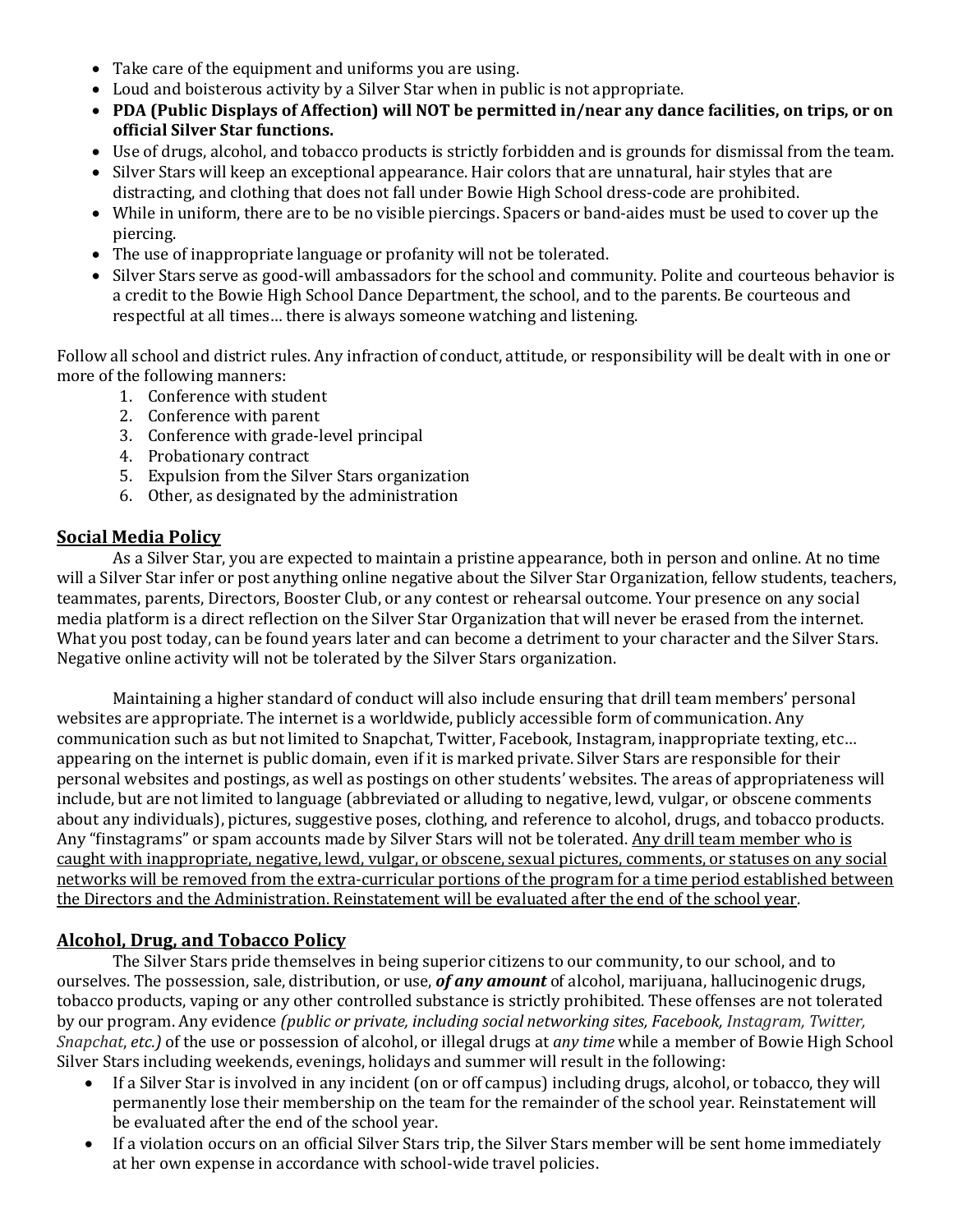- Take care of the equipment and uniforms you are using.
- Loud and boisterous activity by a Silver Star when in public is not appropriate.
- **PDA (Public Displays of Affection) will NOT be permitted in/near any dance facilities, on trips, or on official Silver Star functions.**
- Use of drugs, alcohol, and tobacco products is strictly forbidden and is grounds for dismissal from the team.
- Silver Stars will keep an exceptional appearance. Hair colors that are unnatural, hair styles that are distracting, and clothing that does not fall under Bowie High School dress-code are prohibited.
- While in uniform, there are to be no visible piercings. Spacers or band-aides must be used to cover up the piercing.
- The use of inappropriate language or profanity will not be tolerated.
- Silver Stars serve as good-will ambassadors for the school and community. Polite and courteous behavior is a credit to the Bowie High School Dance Department, the school, and to the parents. Be courteous and respectful at all times… there is always someone watching and listening.

Follow all school and district rules. Any infraction of conduct, attitude, or responsibility will be dealt with in one or more of the following manners:

1. Conference with student
2. Conference with parent
3. Conference with grade-level principal
4. Probationary contract
5. Expulsion from the Silver Stars organization
6. Other, as designated by the administration

## Social Media Policy

As a Silver Star, you are expected to maintain a pristine appearance, both in person and online. At no time will a Silver Star infer or post anything online negative about the Silver Star Organization, fellow students, teachers, teammates, parents, Directors, Booster Club, or any contest or rehearsal outcome. Your presence on any social media platform is a direct reflection on the Silver Star Organization that will never be erased from the internet. What you post today, can be found years later and can become a detriment to your character and the Silver Stars. Negative online activity will not be tolerated by the Silver Stars organization.

Maintaining a higher standard of conduct will also include ensuring that drill team members' personal websites are appropriate. The internet is a worldwide, publicly accessible form of communication. Any communication such as but not limited to Snapchat, Twitter, Facebook, Instagram, inappropriate texting, etc… appearing on the internet is public domain, even if it is marked private. Silver Stars are responsible for their personal websites and postings, as well as postings on other students' websites. The areas of appropriateness will include, but are not limited to language (abbreviated or alluding to negative, lewd, vulgar, or obscene comments about any individuals), pictures, suggestive poses, clothing, and reference to alcohol, drugs, and tobacco products. Any "finstagrams" or spam accounts made by Silver Stars will not be tolerated. <u>Any drill team member who is caught with inappropriate, negative, lewd, vulgar, or obscene, sexual pictures, comments, or statuses on any social networks will be removed from the extra-curricular portions of the program for a time period established between the Directors and the Administration. Reinstatement will be evaluated after the end of the school year</u>.

## Alcohol, Drug, and Tobacco Policy

The Silver Stars pride themselves in being superior citizens to our community, to our school, and to ourselves. The possession, sale, distribution, or use, ***of any amount*** of alcohol, marijuana, hallucinogenic drugs, tobacco products, vaping or any other controlled substance is strictly prohibited. These offenses are not tolerated by our program. Any evidence *(public or private, including social networking sites, Facebook, Instagram, Twitter, Snapchat, etc.)* of the use or possession of alcohol, or illegal drugs at *any time* while a member of Bowie High School Silver Stars including weekends, evenings, holidays and summer will result in the following:

- If a Silver Star is involved in any incident (on or off campus) including drugs, alcohol, or tobacco, they will permanently lose their membership on the team for the remainder of the school year. Reinstatement will be evaluated after the end of the school year.
- If a violation occurs on an official Silver Stars trip, the Silver Stars member will be sent home immediately at her own expense in accordance with school-wide travel policies.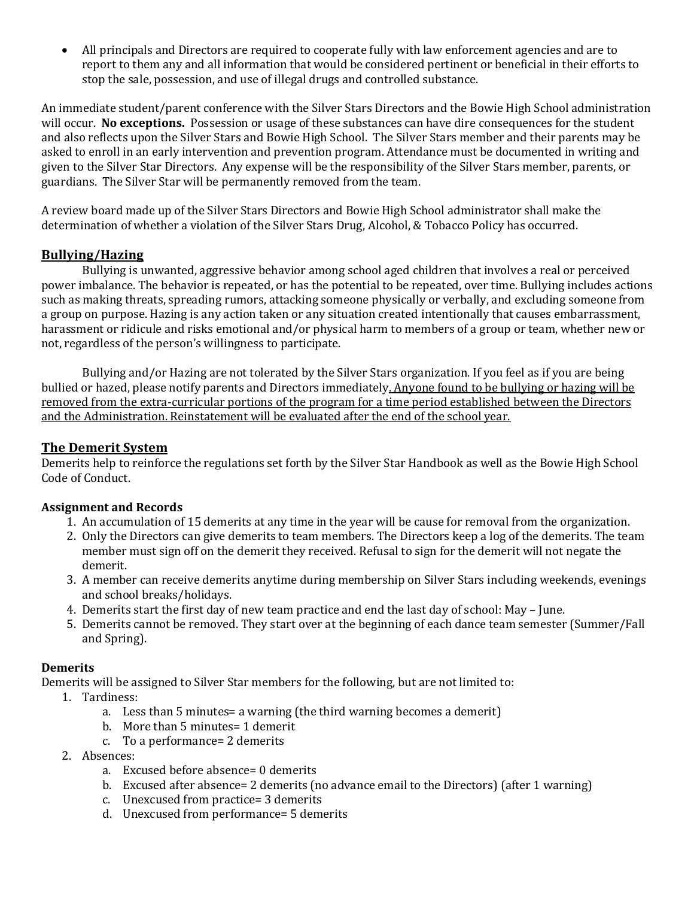- All principals and Directors are required to cooperate fully with law enforcement agencies and are to report to them any and all information that would be considered pertinent or beneficial in their efforts to stop the sale, possession, and use of illegal drugs and controlled substance.

An immediate student/parent conference with the Silver Stars Directors and the Bowie High School administration will occur. **No exceptions.** Possession or usage of these substances can have dire consequences for the student and also reflects upon the Silver Stars and Bowie High School. The Silver Stars member and their parents may be asked to enroll in an early intervention and prevention program. Attendance must be documented in writing and given to the Silver Star Directors. Any expense will be the responsibility of the Silver Stars member, parents, or guardians. The Silver Star will be permanently removed from the team.

A review board made up of the Silver Stars Directors and Bowie High School administrator shall make the determination of whether a violation of the Silver Stars Drug, Alcohol, & Tobacco Policy has occurred.

## Bullying/Hazing

Bullying is unwanted, aggressive behavior among school aged children that involves a real or perceived power imbalance. The behavior is repeated, or has the potential to be repeated, over time. Bullying includes actions such as making threats, spreading rumors, attacking someone physically or verbally, and excluding someone from a group on purpose. Hazing is any action taken or any situation created intentionally that causes embarrassment, harassment or ridicule and risks emotional and/or physical harm to members of a group or team, whether new or not, regardless of the person's willingness to participate.

Bullying and/or Hazing are not tolerated by the Silver Stars organization. If you feel as if you are being bullied or hazed, please notify parents and Directors immediately. <u>Anyone found to be bullying or hazing will be removed from the extra-curricular portions of the program for a time period established between the Directors and the Administration. Reinstatement will be evaluated after the end of the school year.</u>

## The Demerit System

Demerits help to reinforce the regulations set forth by the Silver Star Handbook as well as the Bowie High School Code of Conduct.

### Assignment and Records

1. An accumulation of 15 demerits at any time in the year will be cause for removal from the organization.
2. Only the Directors can give demerits to team members. The Directors keep a log of the demerits. The team member must sign off on the demerit they received. Refusal to sign for the demerit will not negate the demerit.
3. A member can receive demerits anytime during membership on Silver Stars including weekends, evenings and school breaks/holidays.
4. Demerits start the first day of new team practice and end the last day of school: May – June.
5. Demerits cannot be removed. They start over at the beginning of each dance team semester (Summer/Fall and Spring).

### Demerits

Demerits will be assigned to Silver Star members for the following, but are not limited to:

1. Tardiness:
   a. Less than 5 minutes= a warning (the third warning becomes a demerit)
   b. More than 5 minutes= 1 demerit
   c. To a performance= 2 demerits
2. Absences:
   a. Excused before absence= 0 demerits
   b. Excused after absence= 2 demerits (no advance email to the Directors) (after 1 warning)
   c. Unexcused from practice= 3 demerits
   d. Unexcused from performance= 5 demerits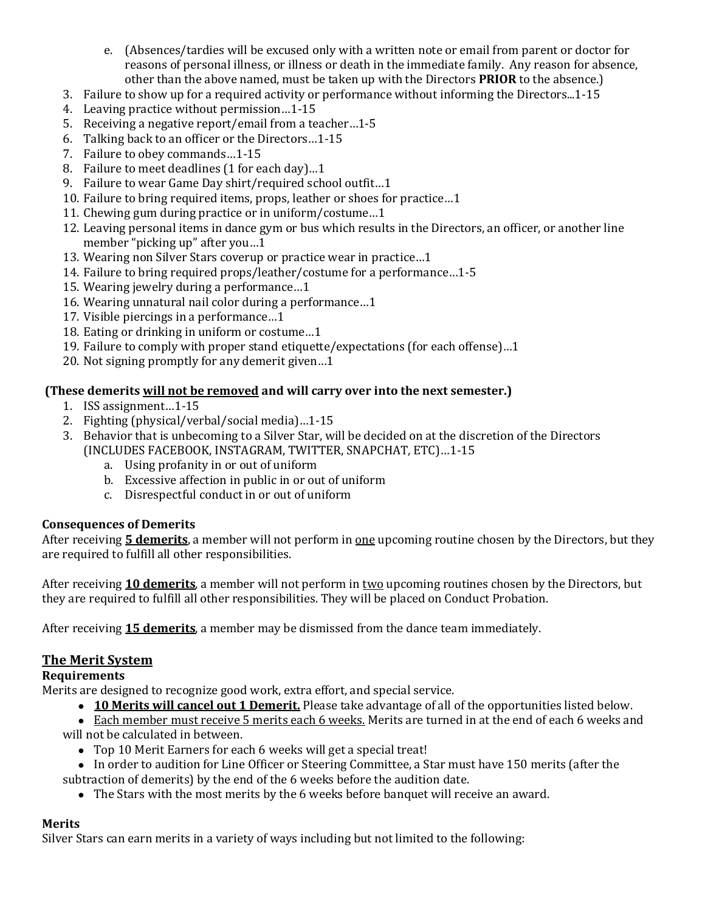e. (Absences/tardies will be excused only with a written note or email from parent or doctor for reasons of personal illness, or illness or death in the immediate family. Any reason for absence, other than the above named, must be taken up with the Directors **PRIOR** to the absence.)

3. Failure to show up for a required activity or performance without informing the Directors...1-15
4. Leaving practice without permission…1-15
5. Receiving a negative report/email from a teacher…1-5
6. Talking back to an officer or the Directors…1-15
7. Failure to obey commands…1-15
8. Failure to meet deadlines (1 for each day)…1
9. Failure to wear Game Day shirt/required school outfit…1
10. Failure to bring required items, props, leather or shoes for practice…1
11. Chewing gum during practice or in uniform/costume…1
12. Leaving personal items in dance gym or bus which results in the Directors, an officer, or another line member "picking up" after you…1
13. Wearing non Silver Stars coverup or practice wear in practice…1
14. Failure to bring required props/leather/costume for a performance…1-5
15. Wearing jewelry during a performance…1
16. Wearing unnatural nail color during a performance…1
17. Visible piercings in a performance…1
18. Eating or drinking in uniform or costume…1
19. Failure to comply with proper stand etiquette/expectations (for each offense)…1
20. Not signing promptly for any demerit given…1

**(These demerits <u>will not be removed</u> and will carry over into the next semester.)**

1. ISS assignment…1-15
2. Fighting (physical/verbal/social media)…1-15
3. Behavior that is unbecoming to a Silver Star, will be decided on at the discretion of the Directors (INCLUDES FACEBOOK, INSTAGRAM, TWITTER, SNAPCHAT, ETC)…1-15
    a. Using profanity in or out of uniform
    b. Excessive affection in public in or out of uniform
    c. Disrespectful conduct in or out of uniform

**Consequences of Demerits**

After receiving **<u>5 demerits</u>**, a member will not perform in <u>one</u> upcoming routine chosen by the Directors, but they are required to fulfill all other responsibilities.

After receiving **<u>10 demerits</u>**, a member will not perform in <u>two</u> upcoming routines chosen by the Directors, but they are required to fulfill all other responsibilities. They will be placed on Conduct Probation.

After receiving **<u>15 demerits</u>**, a member may be dismissed from the dance team immediately.

## <u>The Merit System</u>

**Requirements**

Merits are designed to recognize good work, extra effort, and special service.

- **<u>10 Merits will cancel out 1 Demerit.</u>** Please take advantage of all of the opportunities listed below.
- <u>Each member must receive 5 merits each 6 weeks.</u> Merits are turned in at the end of each 6 weeks and will not be calculated in between.
- Top 10 Merit Earners for each 6 weeks will get a special treat!
- In order to audition for Line Officer or Steering Committee, a Star must have 150 merits (after the subtraction of demerits) by the end of the 6 weeks before the audition date.
- The Stars with the most merits by the 6 weeks before banquet will receive an award.

**Merits**

Silver Stars can earn merits in a variety of ways including but not limited to the following: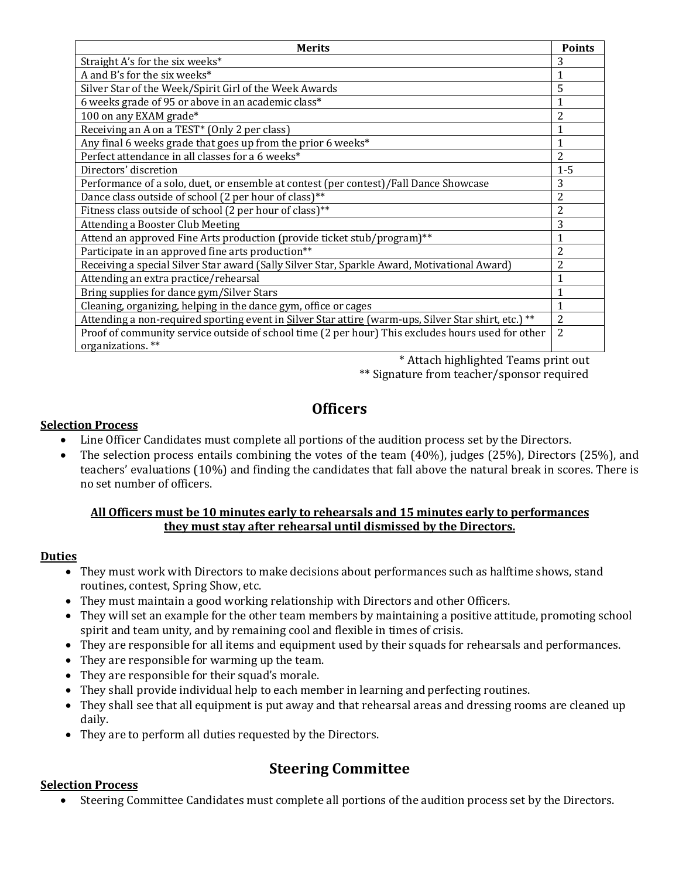| Merits | Points |
|---|---|
| Straight A's for the six weeks* | 3 |
| A and B's for the six weeks* | 1 |
| Silver Star of the Week/Spirit Girl of the Week Awards | 5 |
| 6 weeks grade of 95 or above in an academic class* | 1 |
| 100 on any EXAM grade* | 2 |
| Receiving an A on a TEST* (Only 2 per class) | 1 |
| Any final 6 weeks grade that goes up from the prior 6 weeks* | 1 |
| Perfect attendance in all classes for a 6 weeks* | 2 |
| Directors' discretion | 1-5 |
| Performance of a solo, duet, or ensemble at contest (per contest)/Fall Dance Showcase | 3 |
| Dance class outside of school (2 per hour of class)** | 2 |
| Fitness class outside of school (2 per hour of class)** | 2 |
| Attending a Booster Club Meeting | 3 |
| Attend an approved Fine Arts production (provide ticket stub/program)** | 1 |
| Participate in an approved fine arts production** | 2 |
| Receiving a special Silver Star award (Sally Silver Star, Sparkle Award, Motivational Award) | 2 |
| Attending an extra practice/rehearsal | 1 |
| Bring supplies for dance gym/Silver Stars | 1 |
| Cleaning, organizing, helping in the dance gym, office or cages | 1 |
| Attending a non-required sporting event in Silver Star attire (warm-ups, Silver Star shirt, etc.) ** | 2 |
| Proof of community service outside of school time (2 per hour) This excludes hours used for other organizations. ** | 2 |

\* Attach highlighted Teams print out

\** Signature from teacher/sponsor required

## Officers

**Selection Process**

- Line Officer Candidates must complete all portions of the audition process set by the Directors.
- The selection process entails combining the votes of the team (40%), judges (25%), Directors (25%), and teachers' evaluations (10%) and finding the candidates that fall above the natural break in scores. There is no set number of officers.

**All Officers must be 10 minutes early to rehearsals and 15 minutes early to performances they must stay after rehearsal until dismissed by the Directors.**

**Duties**

- They must work with Directors to make decisions about performances such as halftime shows, stand routines, contest, Spring Show, etc.
- They must maintain a good working relationship with Directors and other Officers.
- They will set an example for the other team members by maintaining a positive attitude, promoting school spirit and team unity, and by remaining cool and flexible in times of crisis.
- They are responsible for all items and equipment used by their squads for rehearsals and performances.
- They are responsible for warming up the team.
- They are responsible for their squad's morale.
- They shall provide individual help to each member in learning and perfecting routines.
- They shall see that all equipment is put away and that rehearsal areas and dressing rooms are cleaned up daily.
- They are to perform all duties requested by the Directors.

## Steering Committee

**Selection Process**

- Steering Committee Candidates must complete all portions of the audition process set by the Directors.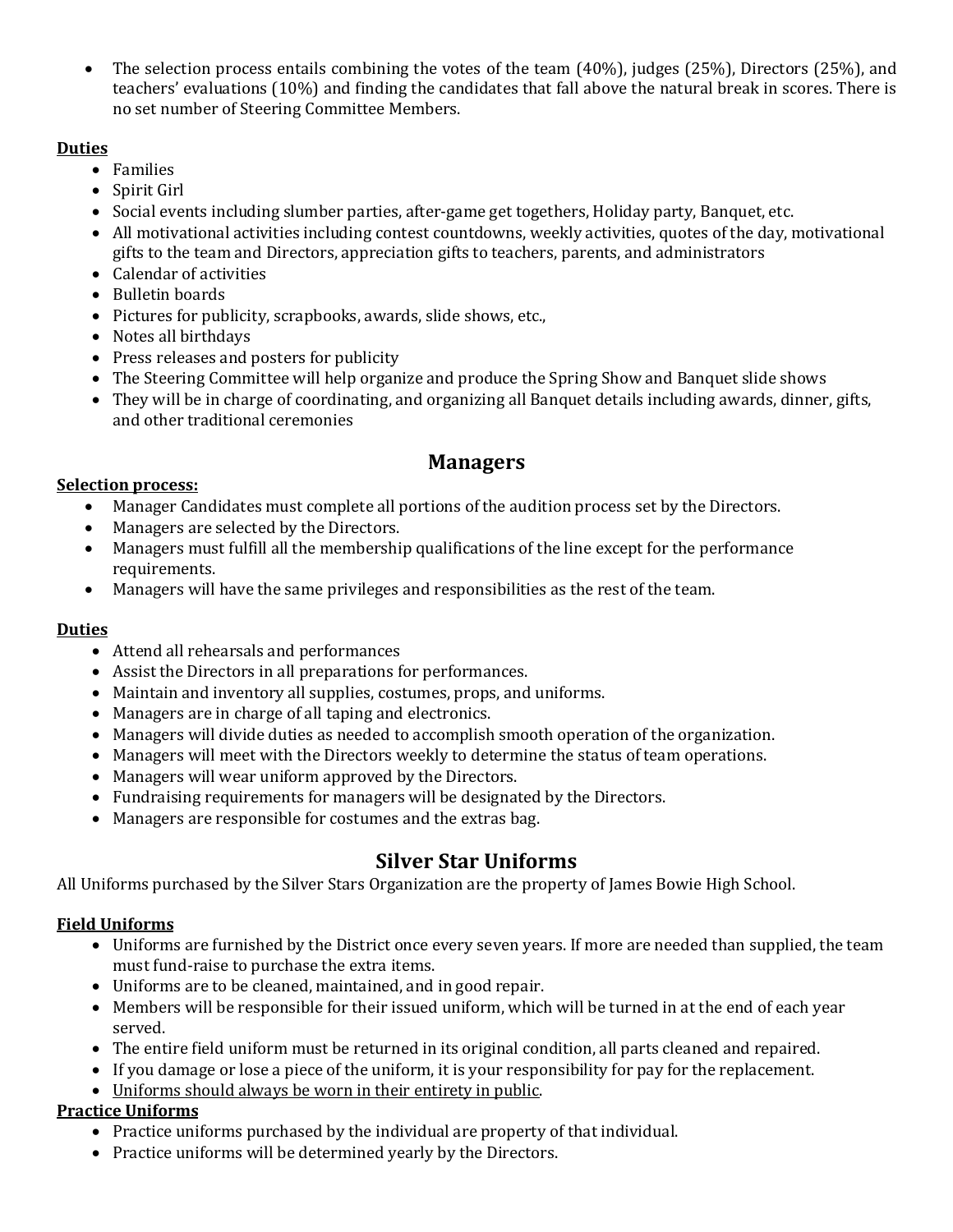- The selection process entails combining the votes of the team (40%), judges (25%), Directors (25%), and teachers' evaluations (10%) and finding the candidates that fall above the natural break in scores. There is no set number of Steering Committee Members.

**Duties**

- Families
- Spirit Girl
- Social events including slumber parties, after-game get togethers, Holiday party, Banquet, etc.
- All motivational activities including contest countdowns, weekly activities, quotes of the day, motivational gifts to the team and Directors, appreciation gifts to teachers, parents, and administrators
- Calendar of activities
- Bulletin boards
- Pictures for publicity, scrapbooks, awards, slide shows, etc.,
- Notes all birthdays
- Press releases and posters for publicity
- The Steering Committee will help organize and produce the Spring Show and Banquet slide shows
- They will be in charge of coordinating, and organizing all Banquet details including awards, dinner, gifts, and other traditional ceremonies

## Managers

**Selection process:**

- Manager Candidates must complete all portions of the audition process set by the Directors.
- Managers are selected by the Directors.
- Managers must fulfill all the membership qualifications of the line except for the performance requirements.
- Managers will have the same privileges and responsibilities as the rest of the team.

**Duties**

- Attend all rehearsals and performances
- Assist the Directors in all preparations for performances.
- Maintain and inventory all supplies, costumes, props, and uniforms.
- Managers are in charge of all taping and electronics.
- Managers will divide duties as needed to accomplish smooth operation of the organization.
- Managers will meet with the Directors weekly to determine the status of team operations.
- Managers will wear uniform approved by the Directors.
- Fundraising requirements for managers will be designated by the Directors.
- Managers are responsible for costumes and the extras bag.

## Silver Star Uniforms

All Uniforms purchased by the Silver Stars Organization are the property of James Bowie High School.

**Field Uniforms**

- Uniforms are furnished by the District once every seven years. If more are needed than supplied, the team must fund-raise to purchase the extra items.
- Uniforms are to be cleaned, maintained, and in good repair.
- Members will be responsible for their issued uniform, which will be turned in at the end of each year served.
- The entire field uniform must be returned in its original condition, all parts cleaned and repaired.
- If you damage or lose a piece of the uniform, it is your responsibility for pay for the replacement.
- Uniforms should always be worn in their entirety in public.

**Practice Uniforms**

- Practice uniforms purchased by the individual are property of that individual.
- Practice uniforms will be determined yearly by the Directors.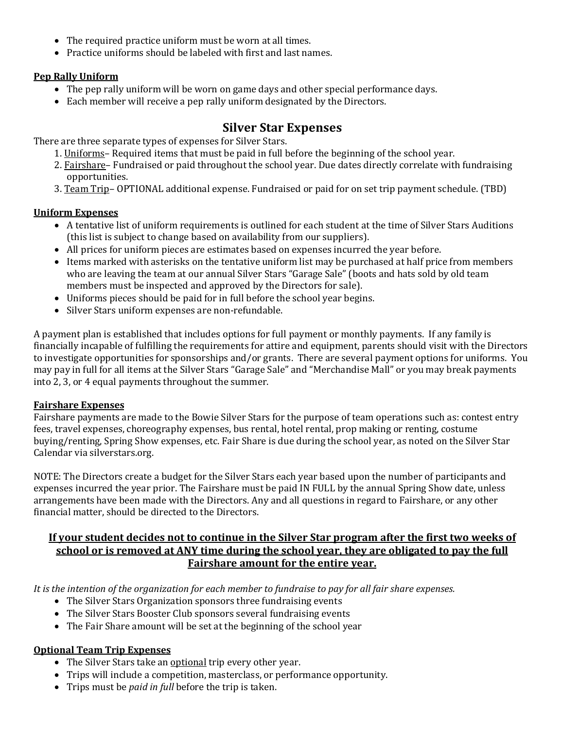- The required practice uniform must be worn at all times.
- Practice uniforms should be labeled with first and last names.

**Pep Rally Uniform**

- The pep rally uniform will be worn on game days and other special performance days.
- Each member will receive a pep rally uniform designated by the Directors.

## Silver Star Expenses

There are three separate types of expenses for Silver Stars.

1. Uniforms– Required items that must be paid in full before the beginning of the school year.
2. Fairshare– Fundraised or paid throughout the school year. Due dates directly correlate with fundraising opportunities.
3. Team Trip– OPTIONAL additional expense. Fundraised or paid for on set trip payment schedule. (TBD)

**Uniform Expenses**

- A tentative list of uniform requirements is outlined for each student at the time of Silver Stars Auditions (this list is subject to change based on availability from our suppliers).
- All prices for uniform pieces are estimates based on expenses incurred the year before.
- Items marked with asterisks on the tentative uniform list may be purchased at half price from members who are leaving the team at our annual Silver Stars "Garage Sale" (boots and hats sold by old team members must be inspected and approved by the Directors for sale).
- Uniforms pieces should be paid for in full before the school year begins.
- Silver Stars uniform expenses are non-refundable.

A payment plan is established that includes options for full payment or monthly payments. If any family is financially incapable of fulfilling the requirements for attire and equipment, parents should visit with the Directors to investigate opportunities for sponsorships and/or grants. There are several payment options for uniforms. You may pay in full for all items at the Silver Stars "Garage Sale" and "Merchandise Mall" or you may break payments into 2, 3, or 4 equal payments throughout the summer.

**Fairshare Expenses**

Fairshare payments are made to the Bowie Silver Stars for the purpose of team operations such as: contest entry fees, travel expenses, choreography expenses, bus rental, hotel rental, prop making or renting, costume buying/renting, Spring Show expenses, etc. Fair Share is due during the school year, as noted on the Silver Star Calendar via silverstars.org.

NOTE: The Directors create a budget for the Silver Stars each year based upon the number of participants and expenses incurred the year prior. The Fairshare must be paid IN FULL by the annual Spring Show date, unless arrangements have been made with the Directors. Any and all questions in regard to Fairshare, or any other financial matter, should be directed to the Directors.

**If your student decides not to continue in the Silver Star program after the first two weeks of school or is removed at ANY time during the school year, they are obligated to pay the full Fairshare amount for the entire year.**

*It is the intention of the organization for each member to fundraise to pay for all fair share expenses.*

- The Silver Stars Organization sponsors three fundraising events
- The Silver Stars Booster Club sponsors several fundraising events
- The Fair Share amount will be set at the beginning of the school year

**Optional Team Trip Expenses**

- The Silver Stars take an optional trip every other year.
- Trips will include a competition, masterclass, or performance opportunity.
- Trips must be *paid in full* before the trip is taken.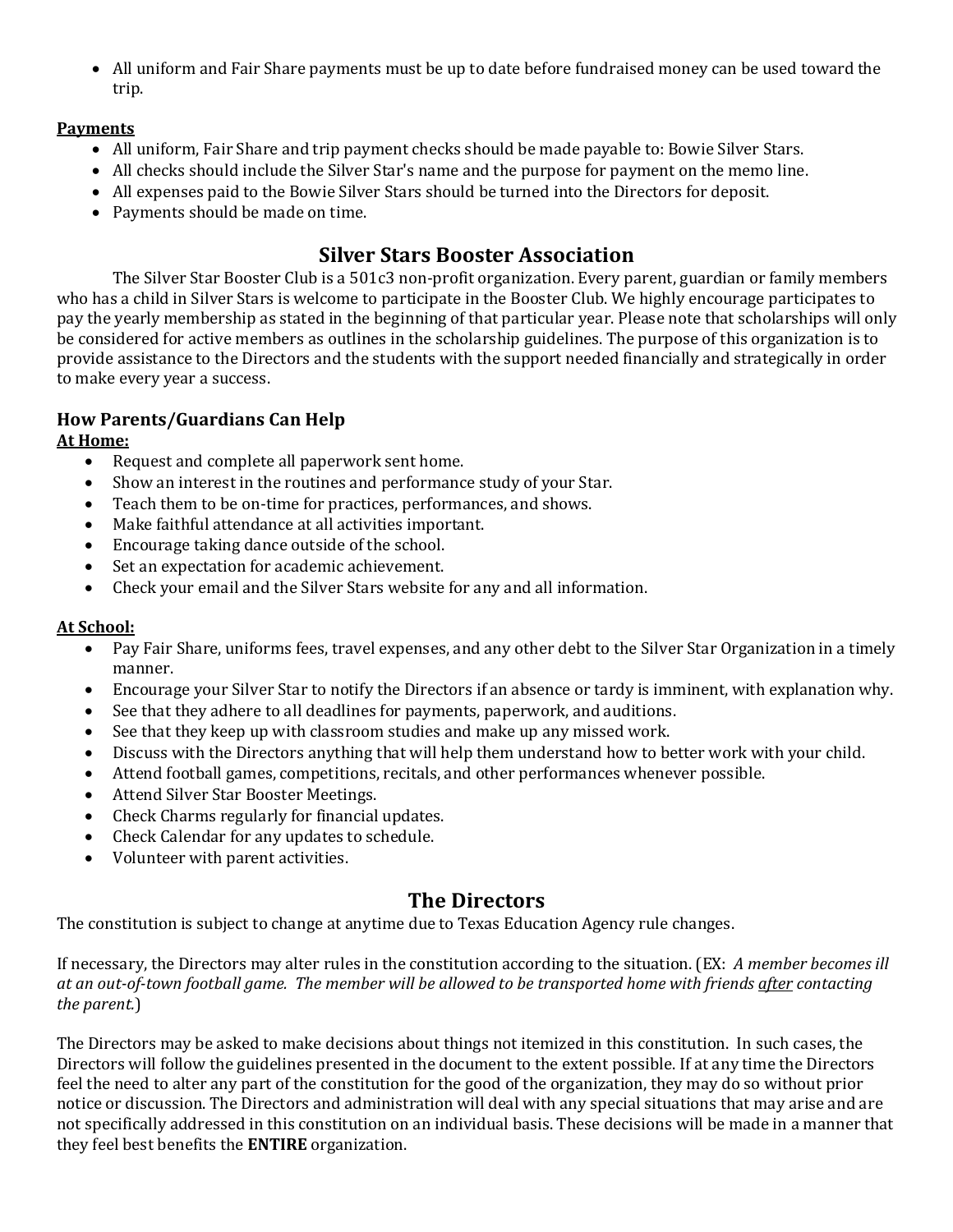- All uniform and Fair Share payments must be up to date before fundraised money can be used toward the trip.

**Payments**

- All uniform, Fair Share and trip payment checks should be made payable to: Bowie Silver Stars.
- All checks should include the Silver Star's name and the purpose for payment on the memo line.
- All expenses paid to the Bowie Silver Stars should be turned into the Directors for deposit.
- Payments should be made on time.

## Silver Stars Booster Association

The Silver Star Booster Club is a 501c3 non-profit organization. Every parent, guardian or family members who has a child in Silver Stars is welcome to participate in the Booster Club. We highly encourage participates to pay the yearly membership as stated in the beginning of that particular year. Please note that scholarships will only be considered for active members as outlines in the scholarship guidelines. The purpose of this organization is to provide assistance to the Directors and the students with the support needed financially and strategically in order to make every year a success.

### How Parents/Guardians Can Help

**At Home:**

- Request and complete all paperwork sent home.
- Show an interest in the routines and performance study of your Star.
- Teach them to be on-time for practices, performances, and shows.
- Make faithful attendance at all activities important.
- Encourage taking dance outside of the school.
- Set an expectation for academic achievement.
- Check your email and the Silver Stars website for any and all information.

**At School:**

- Pay Fair Share, uniforms fees, travel expenses, and any other debt to the Silver Star Organization in a timely manner.
- Encourage your Silver Star to notify the Directors if an absence or tardy is imminent, with explanation why.
- See that they adhere to all deadlines for payments, paperwork, and auditions.
- See that they keep up with classroom studies and make up any missed work.
- Discuss with the Directors anything that will help them understand how to better work with your child.
- Attend football games, competitions, recitals, and other performances whenever possible.
- Attend Silver Star Booster Meetings.
- Check Charms regularly for financial updates.
- Check Calendar for any updates to schedule.
- Volunteer with parent activities.

## The Directors

The constitution is subject to change at anytime due to Texas Education Agency rule changes.

If necessary, the Directors may alter rules in the constitution according to the situation. (EX: *A member becomes ill at an out-of-town football game. The member will be allowed to be transported home with friends after contacting the parent.*)

The Directors may be asked to make decisions about things not itemized in this constitution. In such cases, the Directors will follow the guidelines presented in the document to the extent possible. If at any time the Directors feel the need to alter any part of the constitution for the good of the organization, they may do so without prior notice or discussion. The Directors and administration will deal with any special situations that may arise and are not specifically addressed in this constitution on an individual basis. These decisions will be made in a manner that they feel best benefits the **ENTIRE** organization.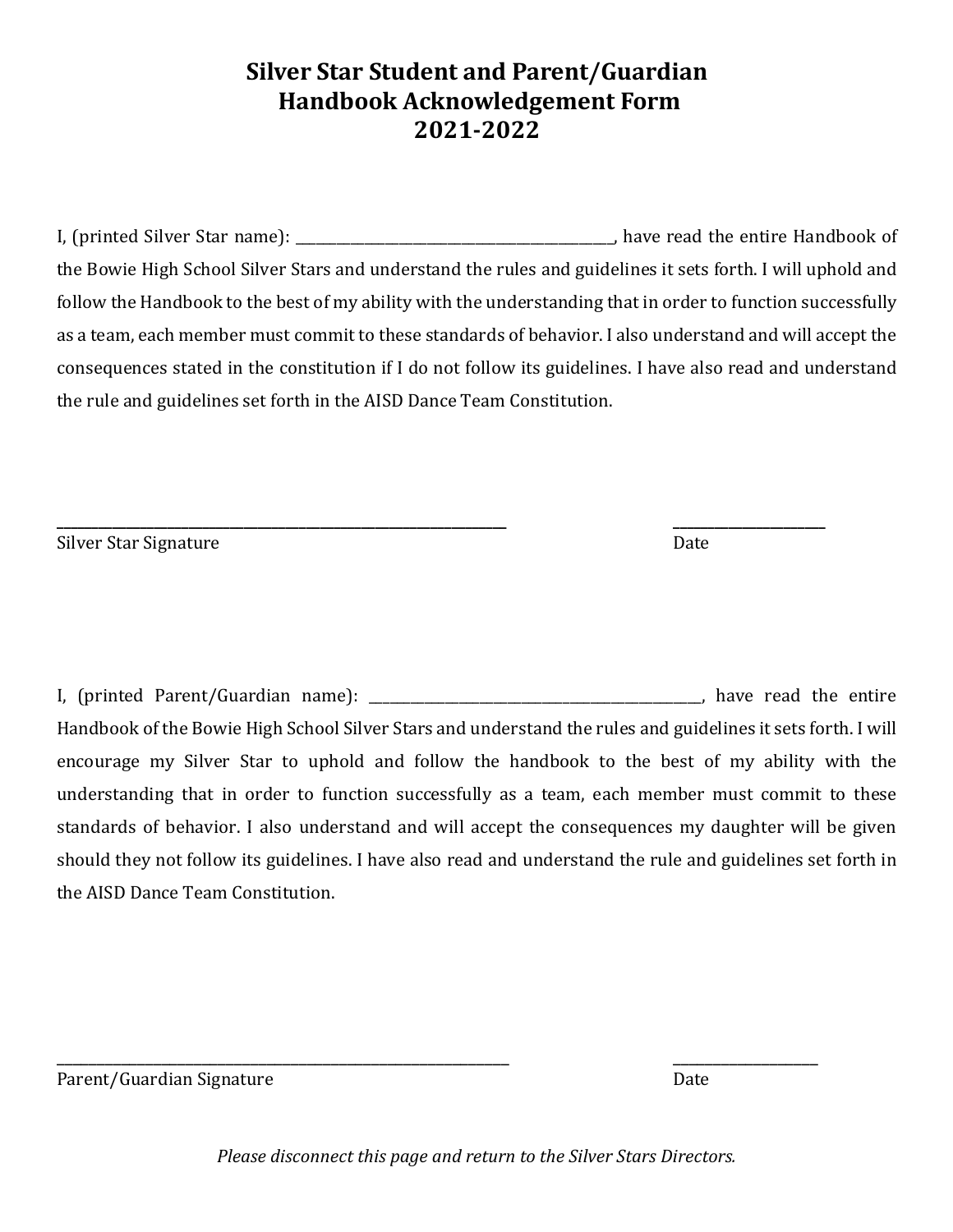# Silver Star Student and Parent/Guardian Handbook Acknowledgement Form 2021-2022

I, (printed Silver Star name): _____________________________________________, have read the entire Handbook of the Bowie High School Silver Stars and understand the rules and guidelines it sets forth. I will uphold and follow the Handbook to the best of my ability with the understanding that in order to function successfully as a team, each member must commit to these standards of behavior. I also understand and will accept the consequences stated in the constitution if I do not follow its guidelines. I have also read and understand the rule and guidelines set forth in the AISD Dance Team Constitution.

_______________________________________________________________ &nbsp;&nbsp;&nbsp;&nbsp;&nbsp;&nbsp;&nbsp;&nbsp; _____________________

Silver Star Signature &nbsp;&nbsp;&nbsp;&nbsp;&nbsp;&nbsp;&nbsp;&nbsp; Date

I, (printed Parent/Guardian name): _______________________________________________, have read the entire Handbook of the Bowie High School Silver Stars and understand the rules and guidelines it sets forth. I will encourage my Silver Star to uphold and follow the handbook to the best of my ability with the understanding that in order to function successfully as a team, each member must commit to these standards of behavior. I also understand and will accept the consequences my daughter will be given should they not follow its guidelines. I have also read and understand the rule and guidelines set forth in the AISD Dance Team Constitution.

_______________________________________________________________ &nbsp;&nbsp;&nbsp;&nbsp;&nbsp;&nbsp;&nbsp;&nbsp; ____________________

Parent/Guardian Signature &nbsp;&nbsp;&nbsp;&nbsp;&nbsp;&nbsp;&nbsp;&nbsp; Date

*Please disconnect this page and return to the Silver Stars Directors.*